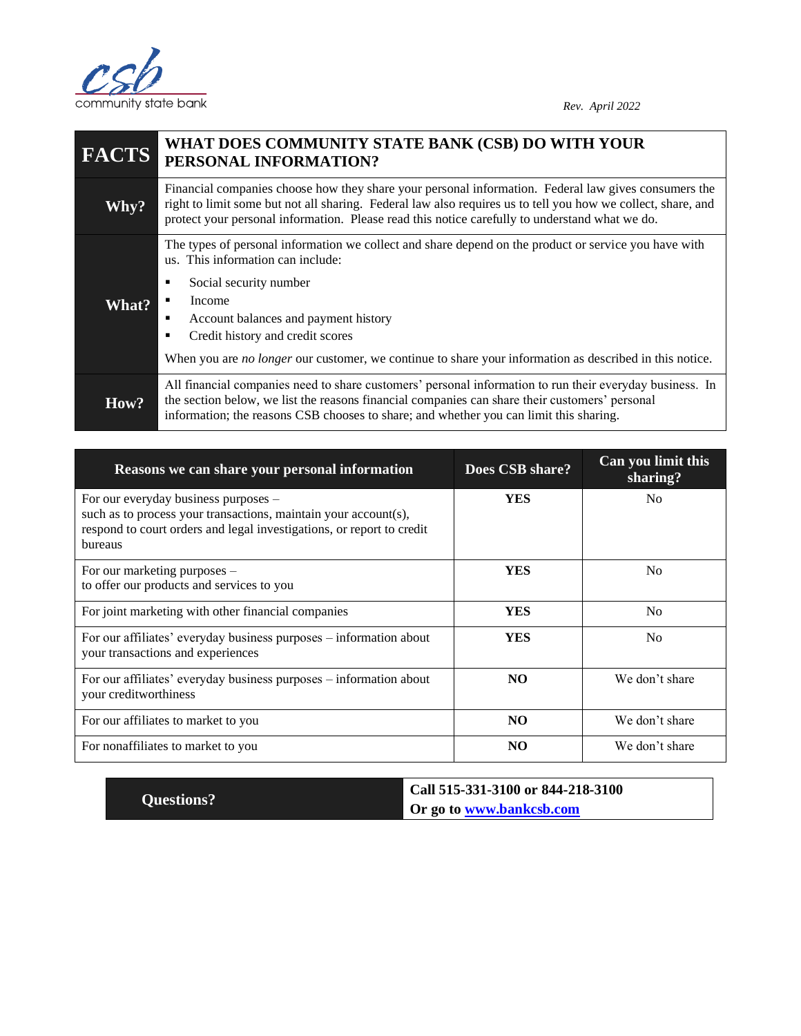csb community state bank

*Rev. April 2022*

| FACTS | WHAT DOES COMMUNITY STATE BANK (CSB) DO WITH YOUR PERSONAL INFORMATION? |
|---|---|
| **Why?** | Financial companies choose how they share your personal information. Federal law gives consumers the right to limit some but not all sharing. Federal law also requires us to tell you how we collect, share, and protect your personal information. Please read this notice carefully to understand what we do. |
| **What?** | The types of personal information we collect and share depend on the product or service you have with us. This information can include:<br>▪ Social security number<br>▪ Income<br>▪ Account balances and payment history<br>▪ Credit history and credit scores<br>When you are *no longer* our customer, we continue to share your information as described in this notice. |
| **How?** | All financial companies need to share customers' personal information to run their everyday business. In the section below, we list the reasons financial companies can share their customers' personal information; the reasons CSB chooses to share; and whether you can limit this sharing. |

| Reasons we can share your personal information | Does CSB share? | Can you limit this sharing? |
|---|---|---|
| For our everyday business purposes – such as to process your transactions, maintain your account(s), respond to court orders and legal investigations, or report to credit bureaus | **YES** | No |
| For our marketing purposes – to offer our products and services to you | **YES** | No |
| For joint marketing with other financial companies | **YES** | No |
| For our affiliates' everyday business purposes – information about your transactions and experiences | **YES** | No |
| For our affiliates' everyday business purposes – information about your creditworthiness | **NO** | We don't share |
| For our affiliates to market to you | **NO** | We don't share |
| For nonaffiliates to market to you | **NO** | We don't share |

| Questions? | **Call 515-331-3100 or 844-218-3100**<br>**Or go to [www.bankcsb.com](http://www.bankcsb.com)** |
|---|---|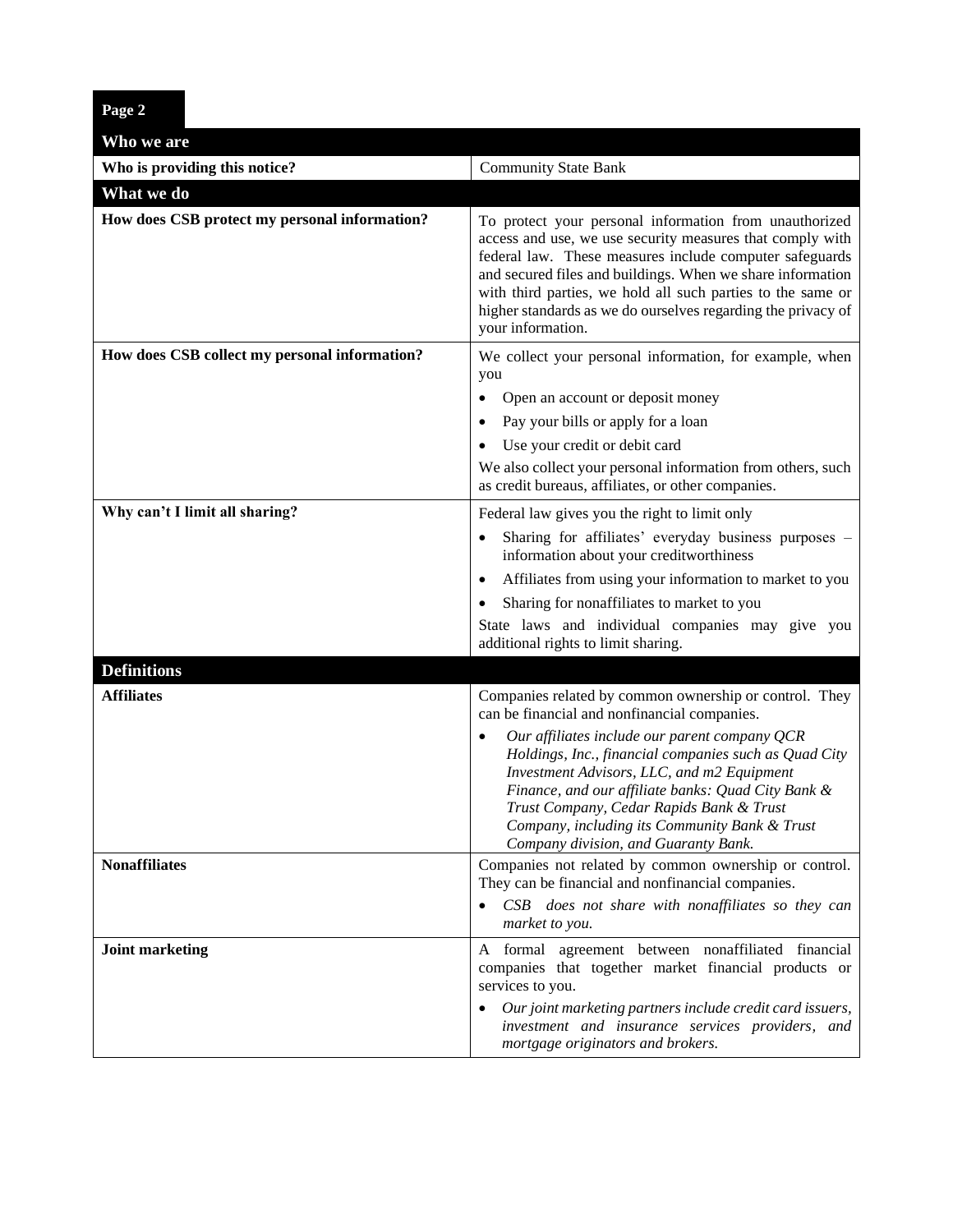**Page 2**

| | |
|---|---|
| **Who we are** | |
| **Who is providing this notice?** | Community State Bank |
| **What we do** | |
| **How does CSB protect my personal information?** | To protect your personal information from unauthorized access and use, we use security measures that comply with federal law. These measures include computer safeguards and secured files and buildings. When we share information with third parties, we hold all such parties to the same or higher standards as we do ourselves regarding the privacy of your information. |
| **How does CSB collect my personal information?** | We collect your personal information, for example, when you<br>• Open an account or deposit money<br>• Pay your bills or apply for a loan<br>• Use your credit or debit card<br>We also collect your personal information from others, such as credit bureaus, affiliates, or other companies. |
| **Why can't I limit all sharing?** | Federal law gives you the right to limit only<br>• Sharing for affiliates' everyday business purposes – information about your creditworthiness<br>• Affiliates from using your information to market to you<br>• Sharing for nonaffiliates to market to you<br>State laws and individual companies may give you additional rights to limit sharing. |
| **Definitions** | |
| **Affiliates** | Companies related by common ownership or control. They can be financial and nonfinancial companies.<br>• *Our affiliates include our parent company QCR Holdings, Inc., financial companies such as Quad City Investment Advisors, LLC, and m2 Equipment Finance, and our affiliate banks: Quad City Bank & Trust Company, Cedar Rapids Bank & Trust Company, including its Community Bank & Trust Company division, and Guaranty Bank.* |
| **Nonaffiliates** | Companies not related by common ownership or control. They can be financial and nonfinancial companies.<br>• *CSB does not share with nonaffiliates so they can market to you.* |
| **Joint marketing** | A formal agreement between nonaffiliated financial companies that together market financial products or services to you.<br>• *Our joint marketing partners include credit card issuers, investment and insurance services providers, and mortgage originators and brokers.* |